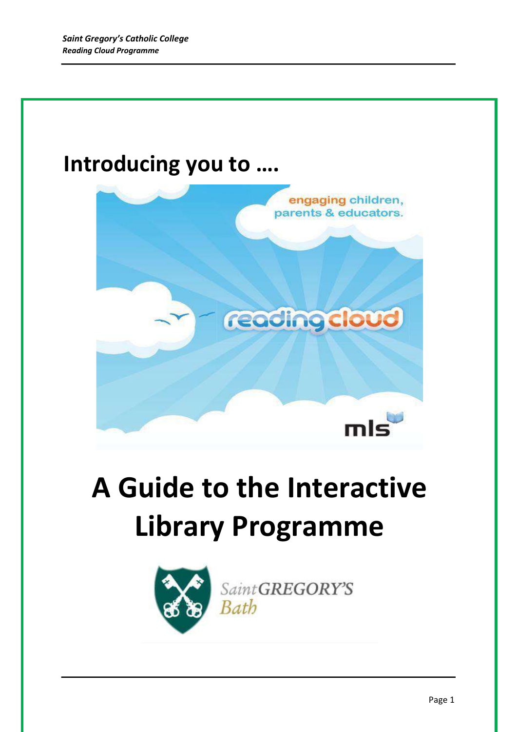# Introducing you to ….

# A Guide to the Interactive Library Programme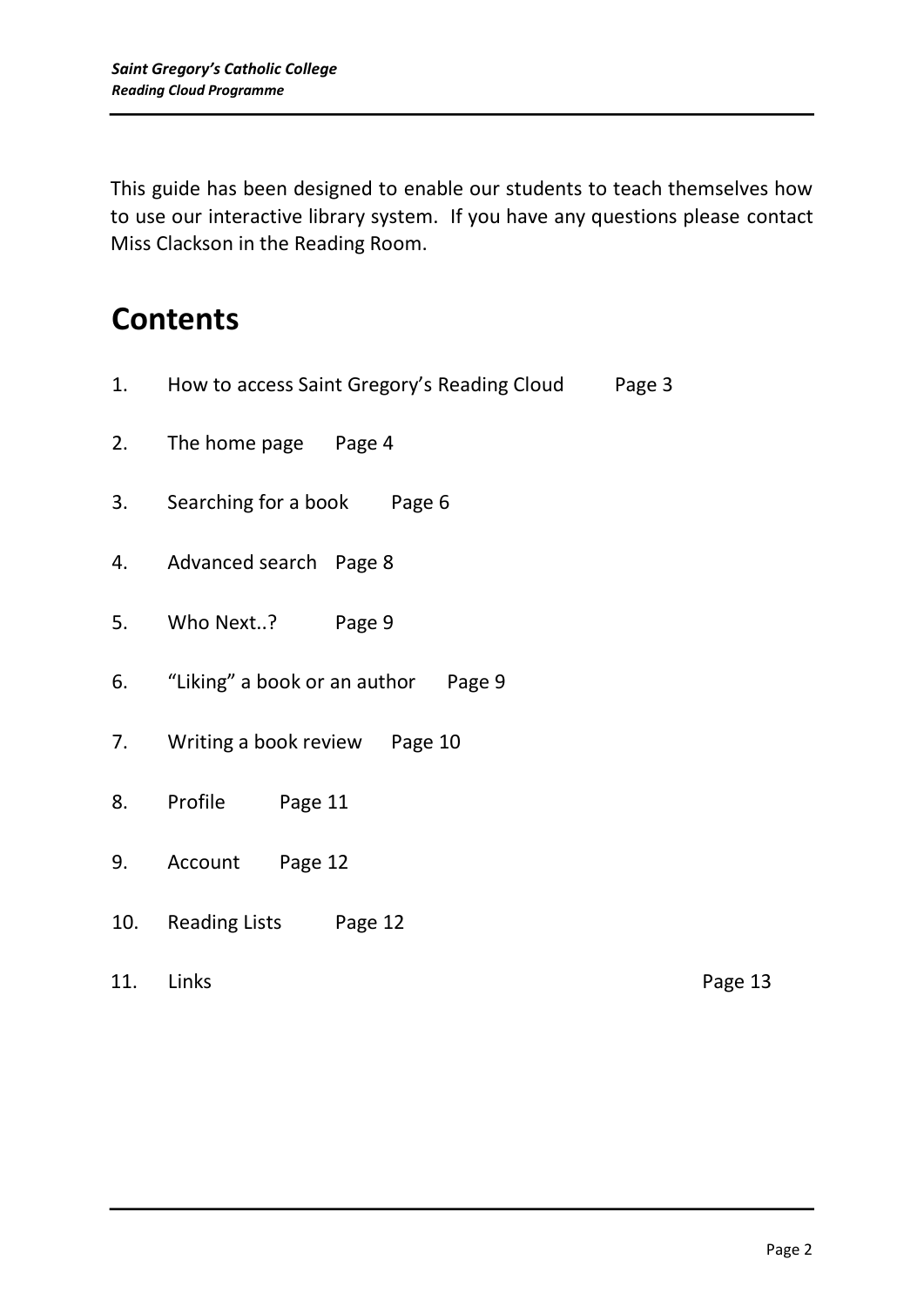This guide has been designed to enable our students to teach themselves how to use our interactive library system. If you have any questions please contact Miss Clackson in the Reading Room.

## Contents

1. How to access Saint Gregory's Reading Cloud Page 3
2. The home page Page 4
3. Searching for a book Page 6
4. Advanced search Page 8
5. Who Next..? Page 9
6. "Liking" a book or an author Page 9
7. Writing a book review Page 10
8. Profile Page 11
9. Account Page 12
10. Reading Lists Page 12
11. Links Page 13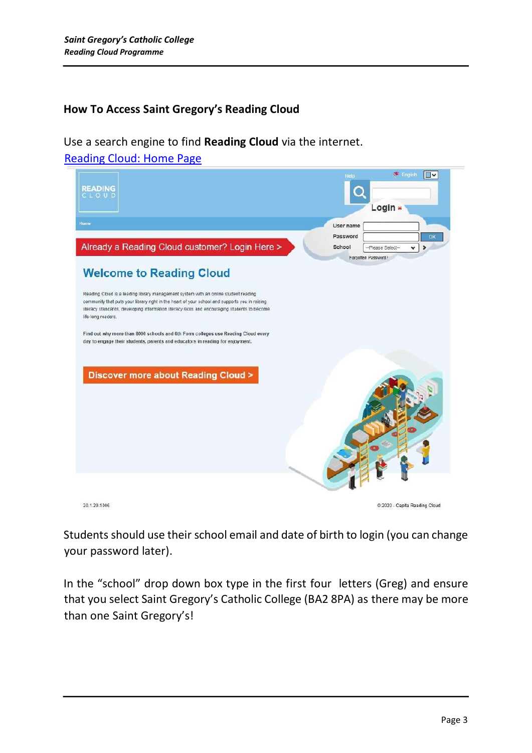## How To Access Saint Gregory's Reading Cloud

Use a search engine to find **Reading Cloud** via the internet.
[Reading Cloud: Home Page]()

Students should use their school email and date of birth to login (you can change your password later).

In the "school" drop down box type in the first four letters (Greg) and ensure that you select Saint Gregory's Catholic College (BA2 8PA) as there may be more than one Saint Gregory's!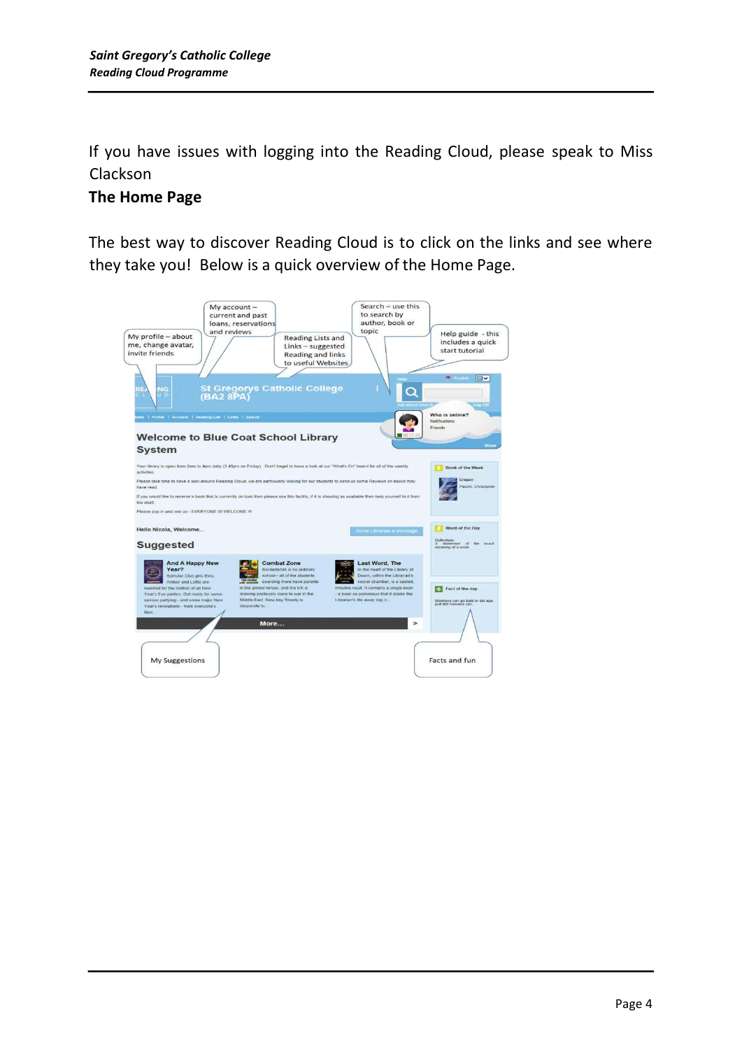If you have issues with logging into the Reading Cloud, please speak to Miss Clackson

**The Home Page**

The best way to discover Reading Cloud is to click on the links and see where they take you! Below is a quick overview of the Home Page.

My profile – about me, change avatar, invite friends

My account – current and past loans, reservations and reviews

Reading Lists and Links – suggested Reading and links to useful Websites

Search – use this to search by author, book or topic

Help guide - this includes a quick start tutorial

My Suggestions

Facts and fun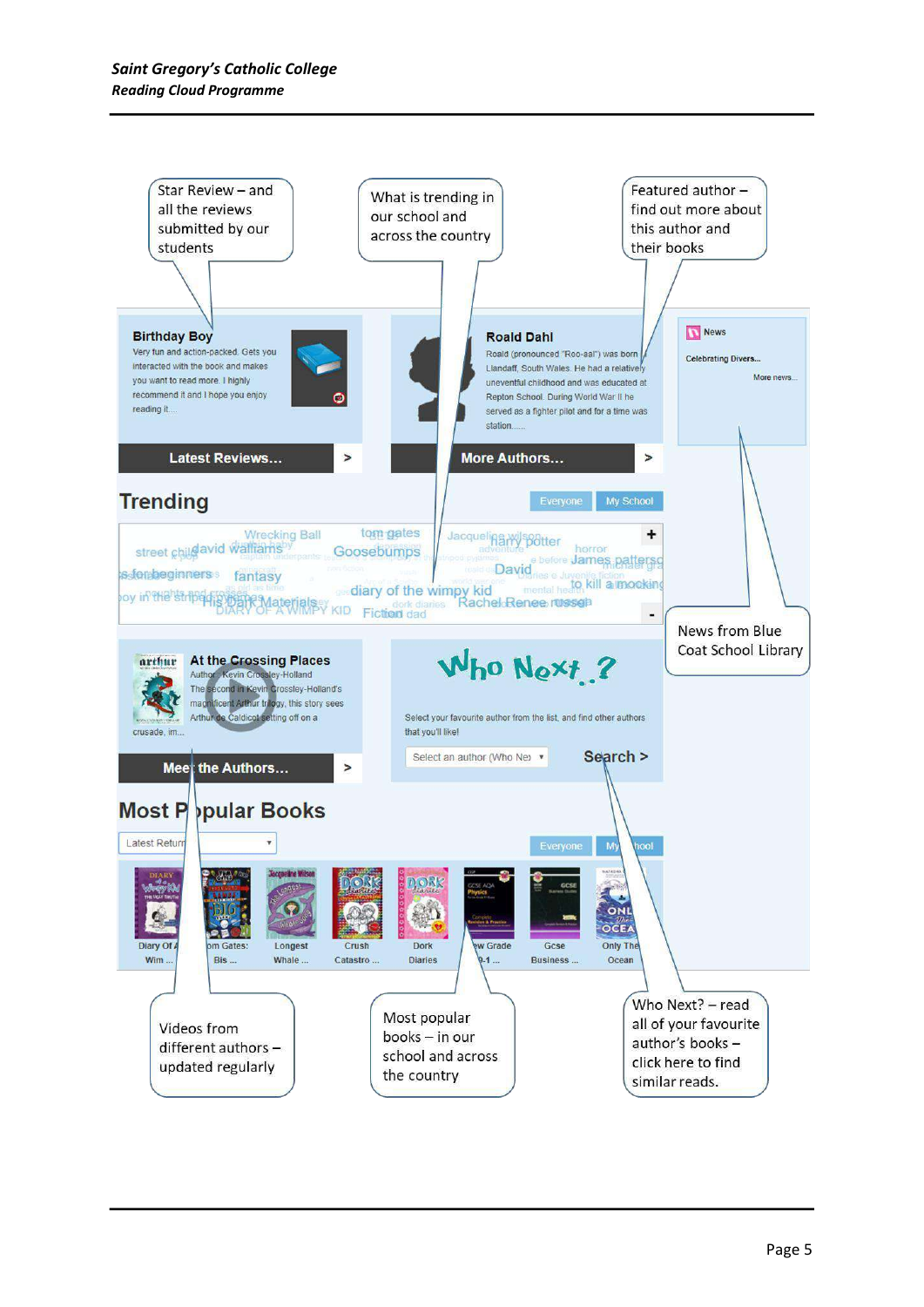Star Review – and all the reviews submitted by our students

What is trending in our school and across the country

Featured author – find out more about this author and their books

**Birthday Boy**

Very fun and action-packed. Gets you interacted with the book and makes you want to read more. I highly recommend it and I hope you enjoy reading it....

**Latest Reviews...** >

**Roald Dahl**

Roald (pronounced "Roo-aal") was born Llandaff, South Wales. He had a relatively uneventful childhood and was educated at Repton School. During World War II he served as a fighter pilot and for a time was station......

**More Authors...** >

News

Celebrating Divers...

More news...

News from Blue Coat School Library

## Trending

Everyone | My School

street child | Wrecking Ball | tom gates | Jacqueline wilson | harry potter | horror | david walliams | Goosebumps | James patterson | David | for beginners | fantasy | diary of the wimpy kid | to kill a mocking | His Dark Materials | DIARY OF A WIMPY KID | Fiction | dad | Rachel Renee russell

**At the Crossing Places**

Author: Kevin Crossley-Holland

The second in Kevin Crossley-Holland's magnificent Arthur trilogy, this story sees Arthur de Caldicot setting off on a crusade, im...

**Meet the Authors...** >

**Who Next..?**

Select your favourite author from the list, and find other authors that you'll like!

Select an author (Who Ne) ▾ **Search >**

## Most Popular Books

Latest Returns ▾

Everyone | My School

Diary Of A Wim ... | Tom Gates: Bis ... | Longest Whale ... | Crush Catastro ... | Dork Diaries | New Grade 9-1 ... | Gcse Business ... | Only The Ocean

Videos from different authors – updated regularly

Most popular books – in our school and across the country

Who Next? – read all of your favourite author's books – click here to find similar reads.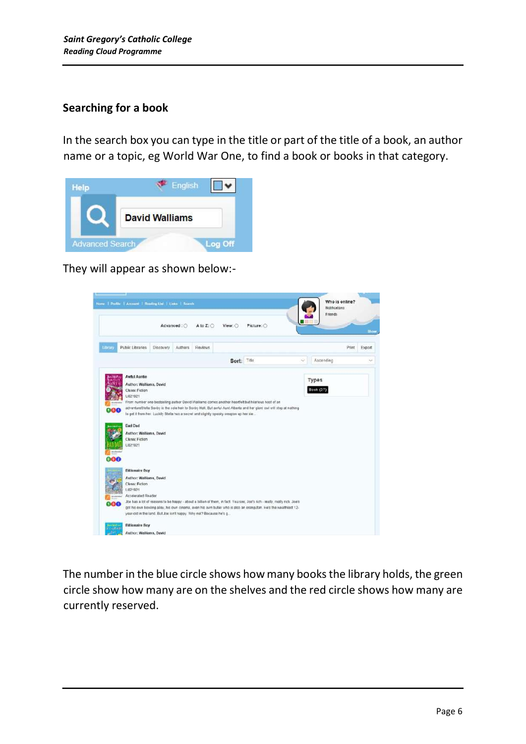## Searching for a book

In the search box you can type in the title or part of the title of a book, an author name or a topic, eg World War One, to find a book or books in that category.

They will appear as shown below:-

The number in the blue circle shows how many books the library holds, the green circle show how many are on the shelves and the red circle shows how many are currently reserved.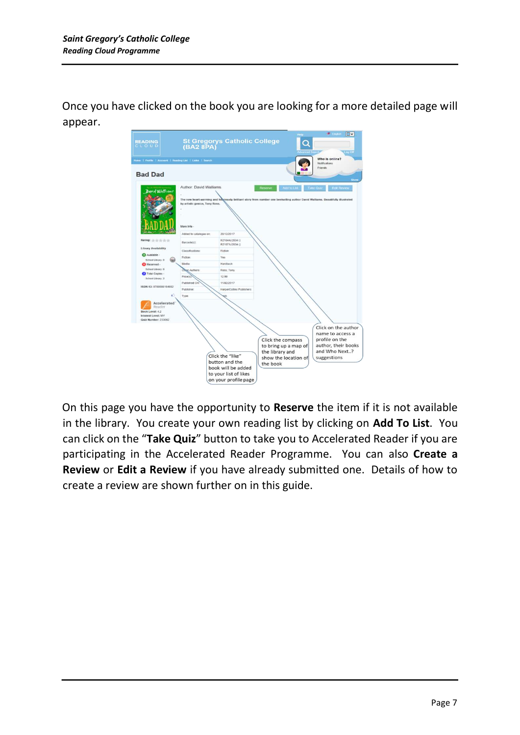Once you have clicked on the book you are looking for a more detailed page will appear.

Click on the author name to access a profile on the author, their books and Who Next..? suggestions

Click the compass to bring up a map of the library and show the location of the book

Click the "like" button and the book will be added to your list of likes on your profile page

On this page you have the opportunity to **Reserve** the item if it is not available in the library. You create your own reading list by clicking on **Add To List**. You can click on the "**Take Quiz**" button to take you to Accelerated Reader if you are participating in the Accelerated Reader Programme. You can also **Create a Review** or **Edit a Review** if you have already submitted one. Details of how to create a review are shown further on in this guide.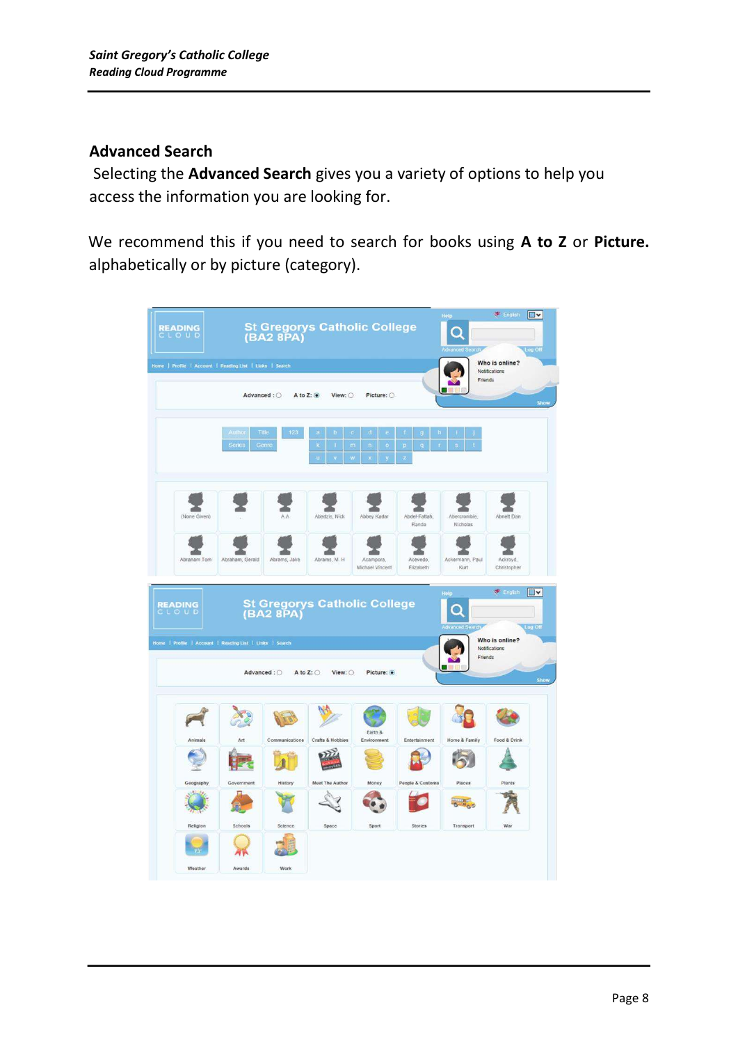## Advanced Search

Selecting the **Advanced Search** gives you a variety of options to help you access the information you are looking for.

We recommend this if you need to search for books using **A to Z** or **Picture.** alphabetically or by picture (category).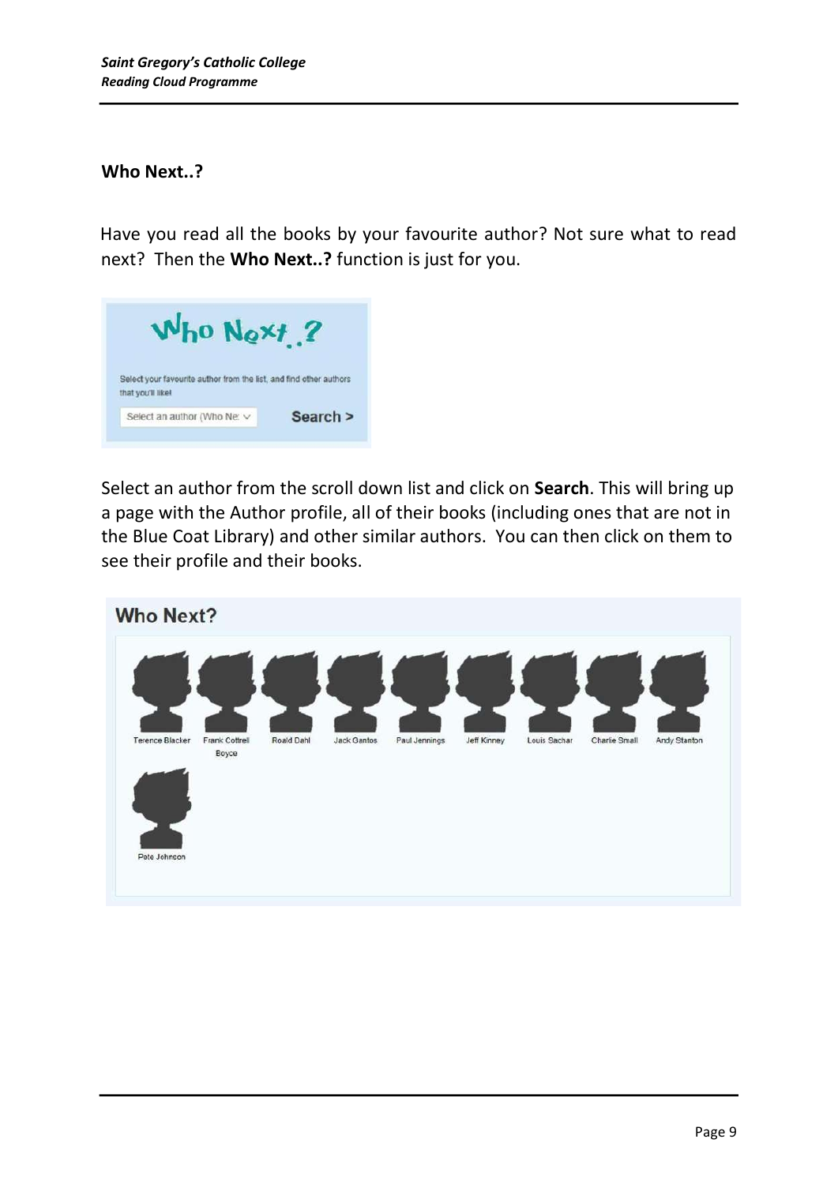**Who Next..?**

Have you read all the books by your favourite author? Not sure what to read next? Then the **Who Next..?** function is just for you.

Who Next..?

Select your favourite author from the list, and find other authors that you'll like!

Select an author (Who Ne: ∨ **Search >**

Select an author from the scroll down list and click on **Search**. This will bring up a page with the Author profile, all of their books (including ones that are not in the Blue Coat Library) and other similar authors. You can then click on them to see their profile and their books.

**Who Next?**

Terence Blacker, Frank Cottrell Boyce, Roald Dahl, Jack Gantos, Paul Jennings, Jeff Kinney, Louis Sachar, Charlie Small, Andy Stanton, Pete Johnson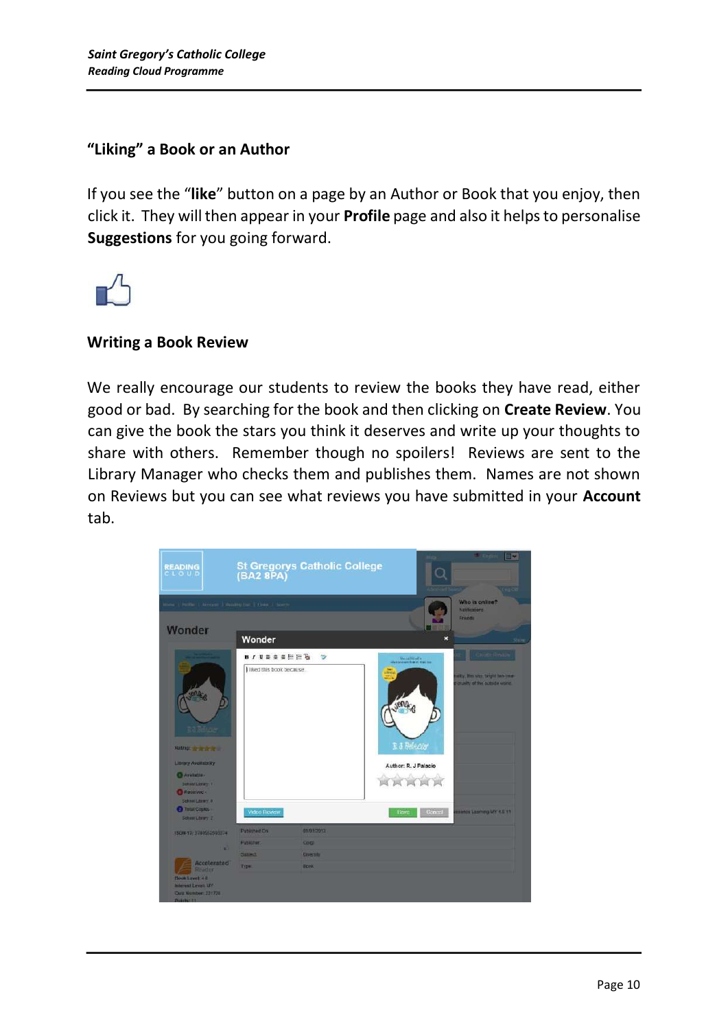## "Liking" a Book or an Author

If you see the "**like**" button on a page by an Author or Book that you enjoy, then click it. They will then appear in your **Profile** page and also it helps to personalise **Suggestions** for you going forward.

## Writing a Book Review

We really encourage our students to review the books they have read, either good or bad. By searching for the book and then clicking on **Create Review**. You can give the book the stars you think it deserves and write up your thoughts to share with others. Remember though no spoilers! Reviews are sent to the Library Manager who checks them and publishes them. Names are not shown on Reviews but you can see what reviews you have submitted in your **Account** tab.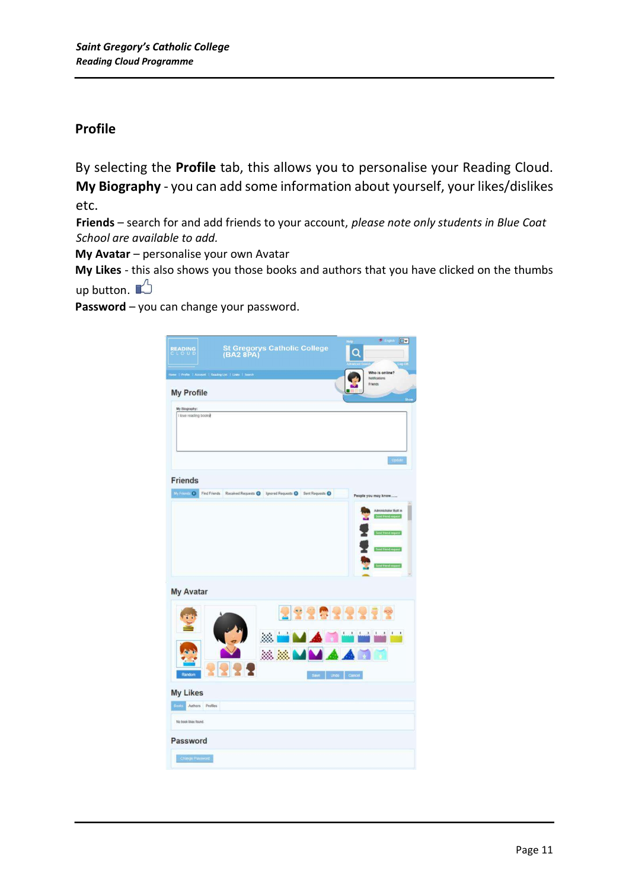## Profile

By selecting the **Profile** tab, this allows you to personalise your Reading Cloud.

**My Biography** - you can add some information about yourself, your likes/dislikes etc.

**Friends** – search for and add friends to your account, *please note only students in Blue Coat School are available to add.*

**My Avatar** – personalise your own Avatar

**My Likes** - this also shows you those books and authors that you have clicked on the thumbs up button.

**Password** – you can change your password.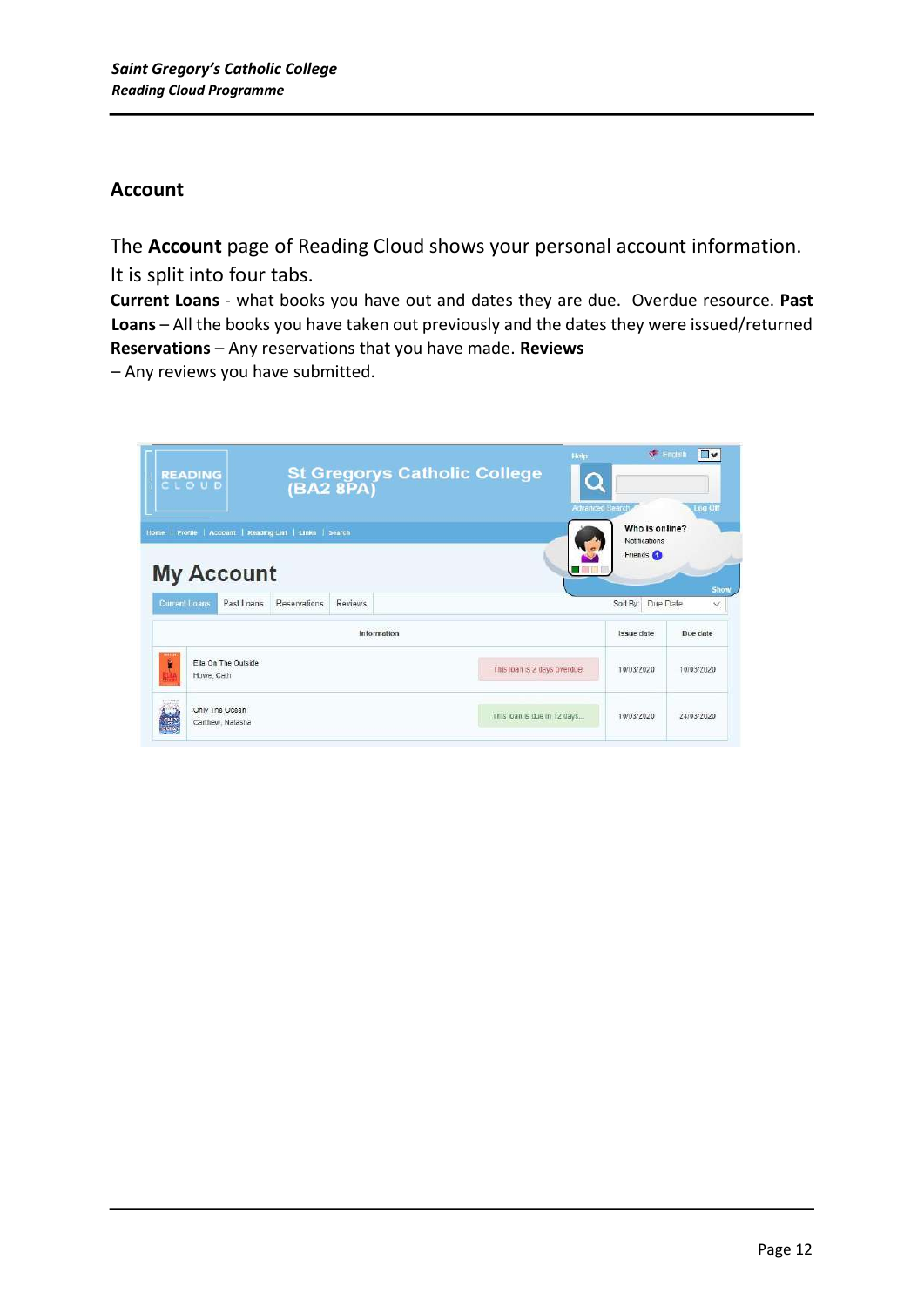## Account

The **Account** page of Reading Cloud shows your personal account information. It is split into four tabs.

**Current Loans** - what books you have out and dates they are due. Overdue resource. **Past Loans** – All the books you have taken out previously and the dates they were issued/returned **Reservations** – Any reservations that you have made. **Reviews** – Any reviews you have submitted.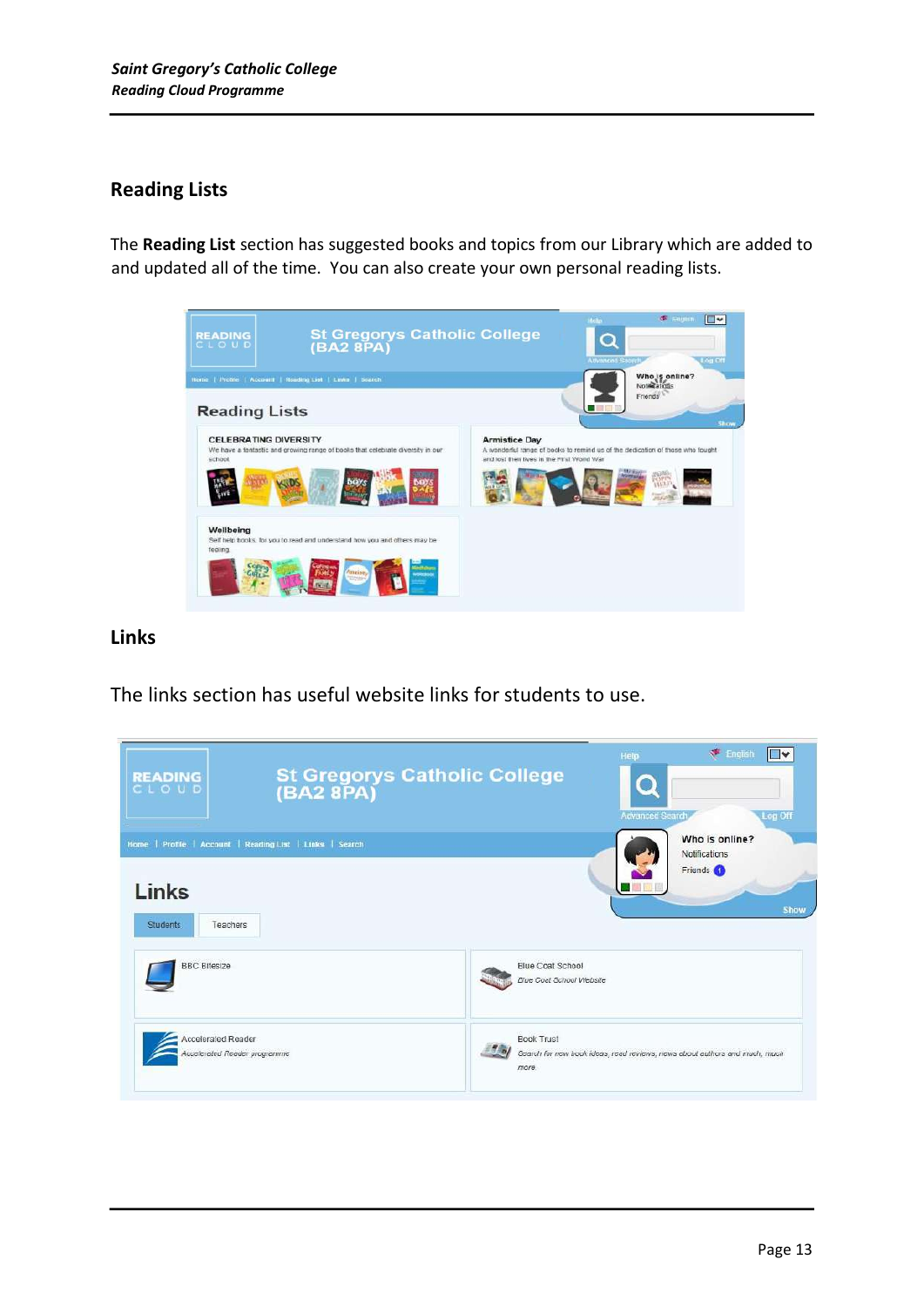## Reading Lists

The **Reading List** section has suggested books and topics from our Library which are added to and updated all of the time. You can also create your own personal reading lists.

## Links

The links section has useful website links for students to use.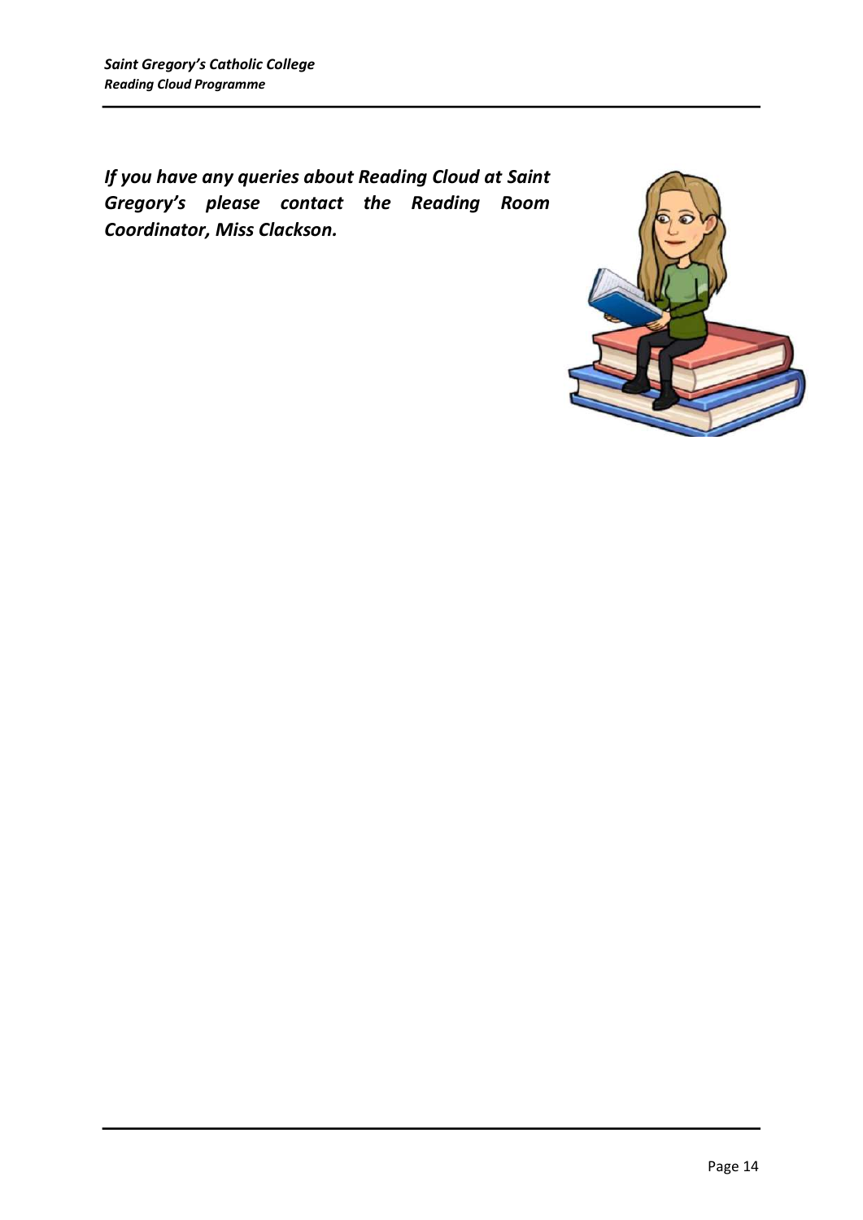***If you have any queries about Reading Cloud at Saint Gregory's please contact the Reading Room Coordinator, Miss Clackson.***